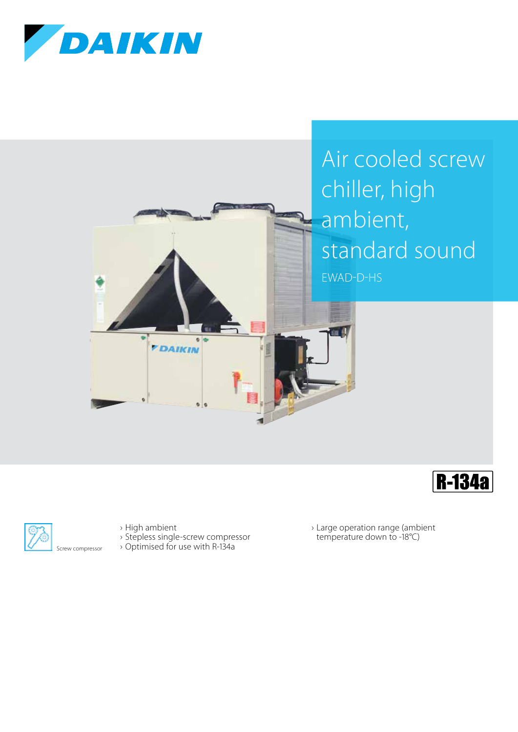DAIKIN

# Air cooled screw chiller, high ambient, standard sound

EWAD-D-HS

R-134a

Screw compressor

- High ambient
- Stepless single-screw compressor
- Optimised for use with R-134a
- Large operation range (ambient temperature down to -18°C)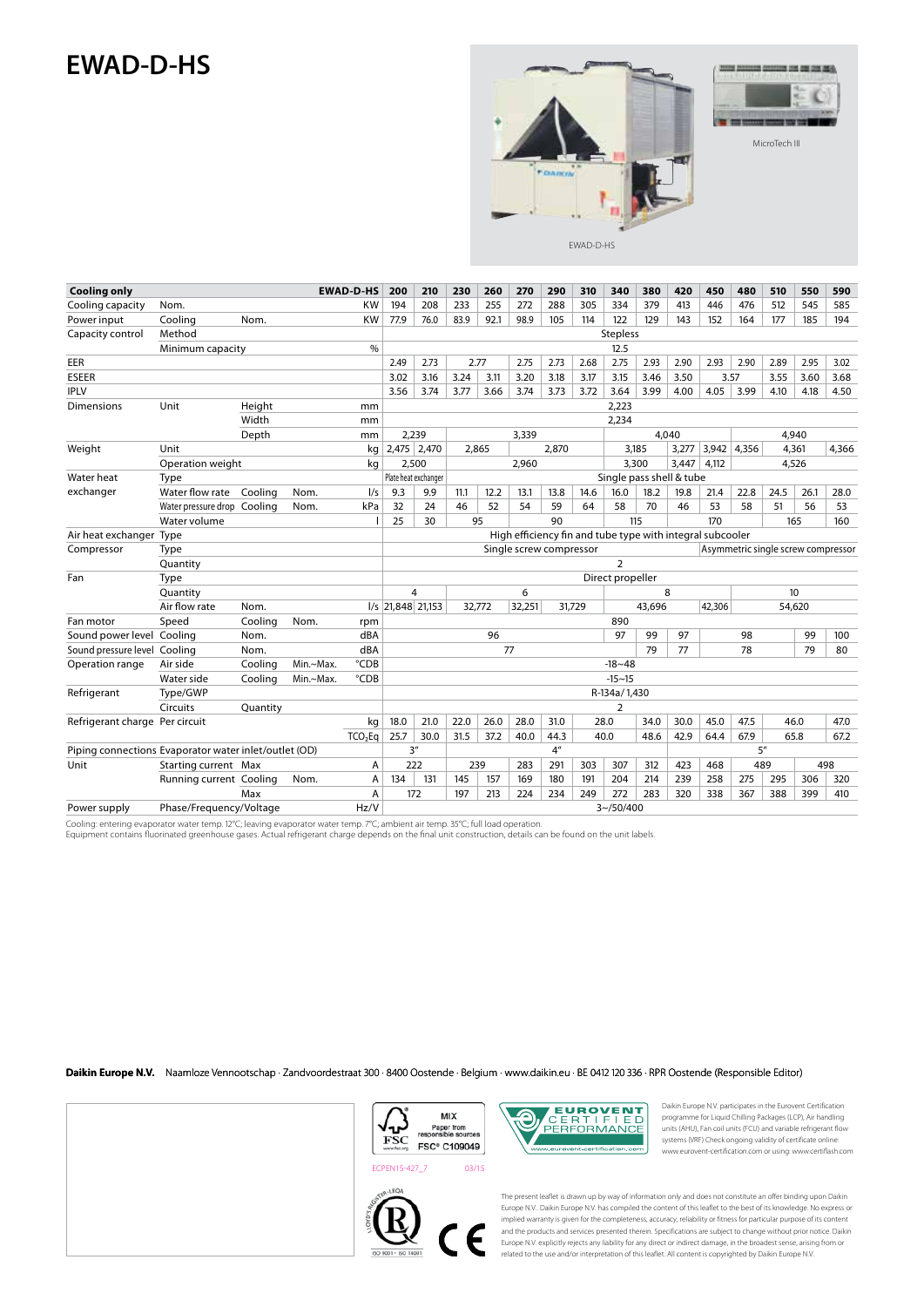# EWAD-D-HS

| Cooling only | | | | EWAD-D-HS | 200 | 210 | 230 | 260 | 270 | 290 | 310 | 340 | 380 | 420 | 450 | 480 | 510 | 550 | 590 |
|---|---|---|---|---|---|---|---|---|---|---|---|---|---|---|---|---|---|---|---|
| Cooling capacity | Nom. | | | KW | 194 | 208 | 233 | 255 | 272 | 288 | 305 | 334 | 379 | 413 | 446 | 476 | 512 | 545 | 585 |
| Power input | Cooling | Nom. | | KW | 77.9 | 76.0 | 83.9 | 92.1 | 98.9 | 105 | 114 | 122 | 129 | 143 | 152 | 164 | 177 | 185 | 194 |
| Capacity control | Method | | | | Stepless | | | | | | | | | | | | | | |
| | Minimum capacity | | | % | 12.5 | | | | | | | | | | | | | | |
| EER | | | | | 2.49 | 2.73 | 2.77 | | 2.75 | 2.73 | 2.68 | 2.75 | 2.93 | 2.90 | 2.93 | 2.90 | 2.89 | 2.95 | 3.02 |
| ESEER | | | | | 3.02 | 3.16 | 3.24 | 3.11 | 3.20 | 3.18 | 3.17 | 3.15 | 3.46 | 3.50 | 3.57 | | 3.55 | 3.60 | 3.68 |
| IPLV | | | | | 3.56 | 3.74 | 3.77 | 3.66 | 3.74 | 3.73 | 3.72 | 3.64 | 3.99 | 4.00 | 4.05 | 3.99 | 4.10 | 4.18 | 4.50 |
| Dimensions | Unit | Height | | mm | 2,223 | | | | | | | | | | | | | | |
| | | Width | | mm | 2,234 | | | | | | | | | | | | | | |
| | | Depth | | mm | 2,239 | | 3,339 | | | | | 4,040 | | | | 4,940 | | | |
| Weight | Unit | | | kg | 2,475 | 2,470 | 2,865 | | 2,870 | | | 3,185 | | 3,277 | 3,942 | 4,356 | 4,361 | | 4,366 |
| | Operation weight | | | kg | 2,500 | | 2,960 | | | | | 3,300 | | 3,447 | 4,112 | 4,526 | | | |
| Water heat exchanger | Type | | | | Plate heat exchanger | | Single pass shell & tube | | | | | | | | | | | | |
| | Water flow rate | Cooling | Nom. | l/s | 9.3 | 9.9 | 11.1 | 12.2 | 13.1 | 13.8 | 14.6 | 16.0 | 18.2 | 19.8 | 21.4 | 22.8 | 24.5 | 26.1 | 28.0 |
| | Water pressure drop | Cooling | Nom. | kPa | 32 | 24 | 46 | 52 | 54 | 59 | 64 | 58 | 70 | 46 | 53 | 58 | 51 | 56 | 53 |
| | Water volume | | | l | 25 | 30 | 95 | | 90 | | | 115 | | 170 | | | 165 | | 160 |
| Air heat exchanger | Type | | | | High efficiency fin and tube type with integral subcooler | | | | | | | | | | | | | | |
| Compressor | Type | | | | Single screw compressor | | | | | | | | | | Asymmetric single screw compressor | | | | |
| | Quantity | | | | 2 | | | | | | | | | | | | | | |
| Fan | Type | | | | Direct propeller | | | | | | | | | | | | | | |
| | Quantity | | | | 4 | | 6 | | | | | 8 | | | | 10 | | | |
| | Air flow rate | Nom. | | l/s | 21,848 | 21,153 | 32,772 | | 32,251 | 31,729 | | 43,696 | | | 42,306 | 54,620 | | | |
| Fan motor | Speed | Cooling | Nom. | rpm | 890 | | | | | | | | | | | | | | |
| Sound power level | Cooling | Nom. | | dBA | 96 | | | | | | | 97 | 99 | 97 | 98 | | | 99 | 100 |
| Sound pressure level | Cooling | Nom. | | dBA | 77 | | | | | | | | 79 | 77 | 78 | | | 79 | 80 |
| Operation range | Air side | Cooling | Min.~Max. | °CDB | -18~48 | | | | | | | | | | | | | | |
| | Water side | Cooling | Min.~Max. | °CDB | -15~15 | | | | | | | | | | | | | | |
| Refrigerant | Type/GWP | | | | R-134a/ 1,430 | | | | | | | | | | | | | | |
| | Circuits | Quantity | | | 2 | | | | | | | | | | | | | | |
| Refrigerant charge | Per circuit | | | kg | 18.0 | 21.0 | 22.0 | 26.0 | 28.0 | 31.0 | 28.0 | | 34.0 | 30.0 | 45.0 | 47.5 | 46.0 | | 47.0 |
| | | | | $TCO_2Eq$ | 25.7 | 30.0 | 31.5 | 37.2 | 40.0 | 44.3 | 40.0 | | 48.6 | 42.9 | 64.4 | 67.9 | 65.8 | | 67.2 |
| Piping connections | Evaporator water inlet/outlet (OD) | | | | 3" | | 4" | | | | | | | 5" | | | | | |
| Unit | Starting current | Max | | A | 222 | | 239 | | 283 | 291 | 303 | 307 | 312 | 423 | 468 | 489 | | 498 | |
| | Running current | Cooling | Nom. | A | 134 | 131 | 145 | 157 | 169 | 180 | 191 | 204 | 214 | 239 | 258 | 275 | 295 | 306 | 320 |
| | | Max | | A | 172 | | 197 | 213 | 224 | 234 | 249 | 272 | 283 | 320 | 338 | 367 | 388 | 399 | 410 |
| Power supply | Phase/Frequency/Voltage | | | Hz/V | 3~/50/400 | | | | | | | | | | | | | | |

Cooling: entering evaporator water temp. 12°C; leaving evaporator water temp. 7°C; ambient air temp. 35°C; full load operation.
Equipment contains fluorinated greenhouse gases. Actual refrigerant charge depends on the final unit construction, details can be found on the unit labels.

**Daikin Europe N.V.** Naamloze Vennootschap · Zandvoordestraat 300 · 8400 Oostende · Belgium · www.daikin.eu · BE 0412 120 336 · RPR Oostende (Responsible Editor)

ECPEN15-427_7 03/15

Daikin Europe N.V. participates in the Eurovent Certification programme for Liquid Chilling Packages (LCP), Air handling units (AHU), Fan coil units (FCU) and variable refrigerant flow systems (VRF) Check ongoing validity of certificate online: www.eurovent-certification.com or using: www.certiflash.com

The present leaflet is drawn up by way of information only and does not constitute an offer binding upon Daikin Europe N.V.. Daikin Europe N.V. has compiled the content of this leaflet to the best of its knowledge. No express or implied warranty is given for the completeness, accuracy, reliability or fitness for particular purpose of its content and the products and services presented therein. Specifications are subject to change without prior notice. Daikin Europe N.V. explicitly rejects any liability for any direct or indirect damage, in the broadest sense, arising from or related to the use and/or interpretation of this leaflet. All content is copyrighted by Daikin Europe N.V.